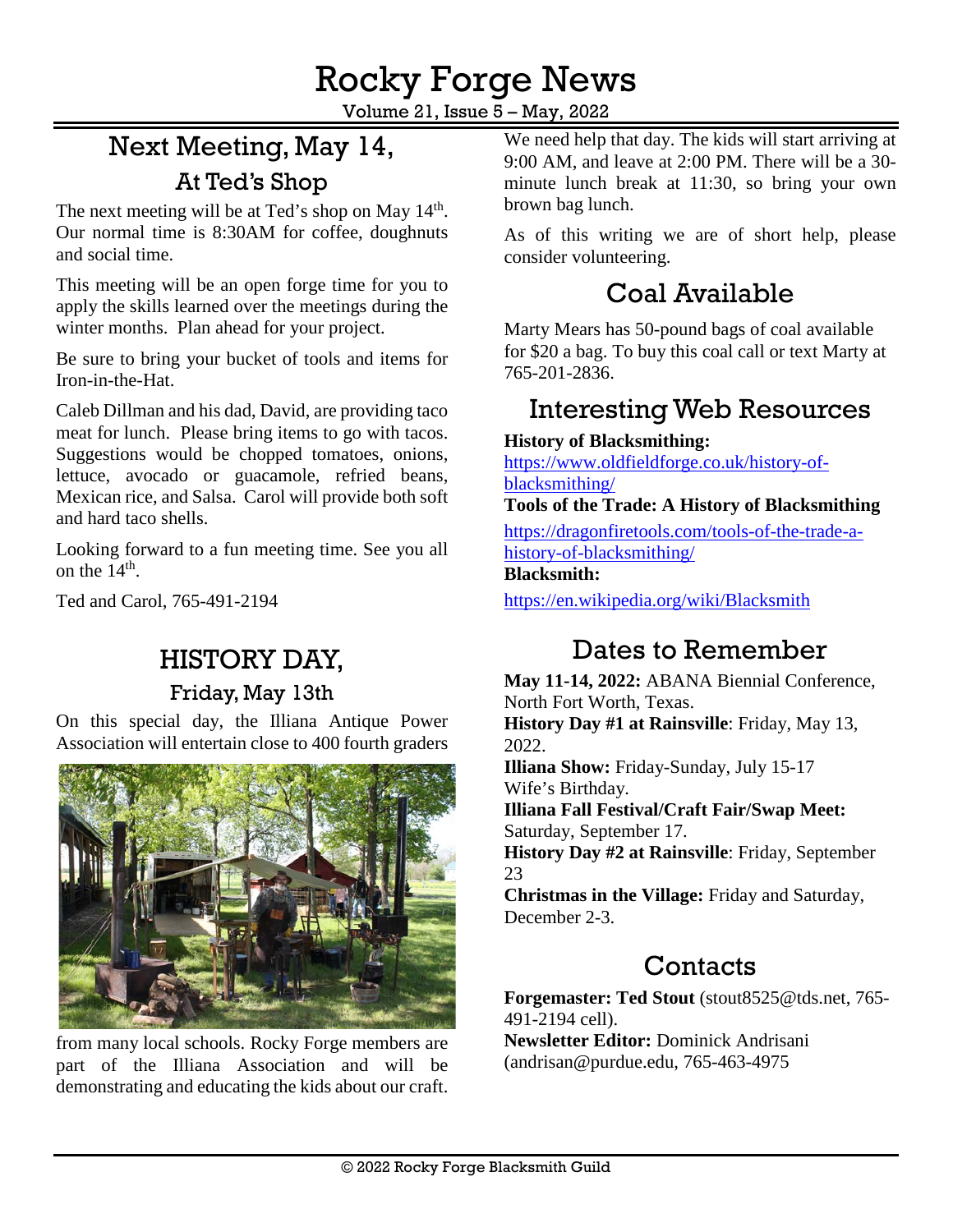# Rocky Forge News

Volume 21, Issue 5 – May, 2022

## Next Meeting, May 14,

### At Ted's Shop

The next meeting will be at Ted's shop on May 14th. Our normal time is 8:30AM for coffee, doughnuts and social time.

This meeting will be an open forge time for you to apply the skills learned over the meetings during the winter months. Plan ahead for your project.

Be sure to bring your bucket of tools and items for Iron-in-the-Hat.

Caleb Dillman and his dad, David, are providing taco meat for lunch. Please bring items to go with tacos. Suggestions would be chopped tomatoes, onions, lettuce, avocado or guacamole, refried beans, Mexican rice, and Salsa. Carol will provide both soft and hard taco shells.

Looking forward to a fun meeting time. See you all on the 14th.

Ted and Carol, 765-491-2194

## HISTORY DAY,

### Friday, May 13th

On this special day, the Illiana Antique Power Association will entertain close to 400 fourth graders from many local schools. Rocky Forge members are part of the Illiana Association and will be demonstrating and educating the kids about our craft.

We need help that day. The kids will start arriving at 9:00 AM, and leave at 2:00 PM. There will be a 30-minute lunch break at 11:30, so bring your own brown bag lunch.

As of this writing we are of short help, please consider volunteering.

## Coal Available

Marty Mears has 50-pound bags of coal available for $20 a bag. To buy this coal call or text Marty at 765-201-2836.

## Interesting Web Resources

**History of Blacksmithing:**
https://www.oldfieldforge.co.uk/history-of-blacksmithing/

**Tools of the Trade: A History of Blacksmithing**
https://dragonfiretools.com/tools-of-the-trade-a-history-of-blacksmithing/

**Blacksmith:**
https://en.wikipedia.org/wiki/Blacksmith

## Dates to Remember

**May 11-14, 2022:** ABANA Biennial Conference, North Fort Worth, Texas.
**History Day #1 at Rainsville**: Friday, May 13, 2022.
**Illiana Show:** Friday-Sunday, July 15-17 Wife's Birthday.
**Illiana Fall Festival/Craft Fair/Swap Meet:** Saturday, September 17.
**History Day #2 at Rainsville**: Friday, September 23
**Christmas in the Village:** Friday and Saturday, December 2-3.

## Contacts

**Forgemaster: Ted Stout** (stout8525@tds.net, 765-491-2194 cell).
**Newsletter Editor:** Dominick Andrisani (andrisan@purdue.edu, 765-463-4975

© 2022 Rocky Forge Blacksmith Guild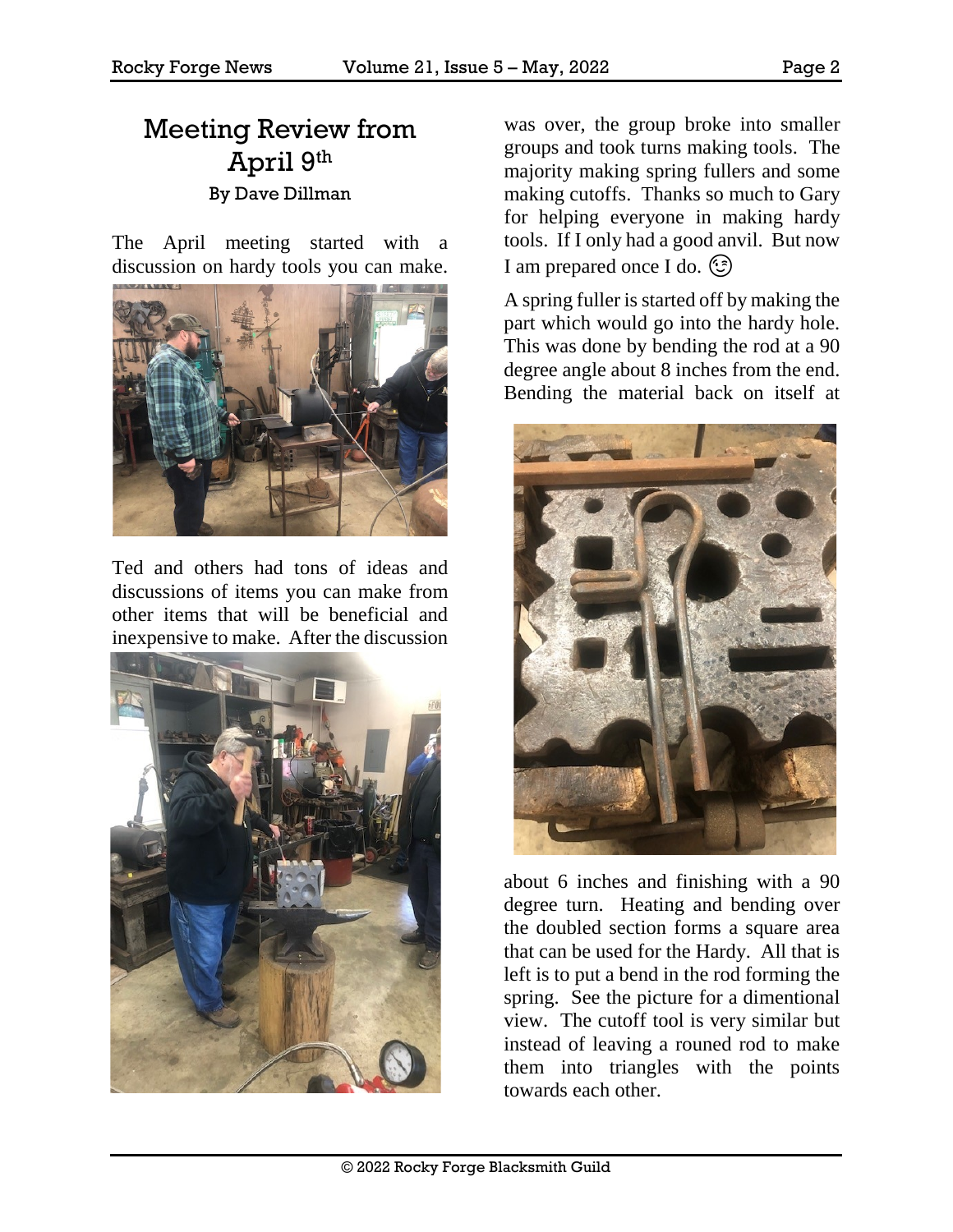# Meeting Review from April 9th

By Dave Dillman

The April meeting started with a discussion on hardy tools you can make.

Ted and others had tons of ideas and discussions of items you can make from other items that will be beneficial and inexpensive to make. After the discussion was over, the group broke into smaller groups and took turns making tools. The majority making spring fullers and some making cutoffs. Thanks so much to Gary for helping everyone in making hardy tools. If I only had a good anvil. But now I am prepared once I do. 😉

A spring fuller is started off by making the part which would go into the hardy hole. This was done by bending the rod at a 90 degree angle about 8 inches from the end. Bending the material back on itself at about 6 inches and finishing with a 90 degree turn. Heating and bending over the doubled section forms a square area that can be used for the Hardy. All that is left is to put a bend in the rod forming the spring. See the picture for a dimentional view. The cutoff tool is very similar but instead of leaving a rouned rod to make them into triangles with the points towards each other.

© 2022 Rocky Forge Blacksmith Guild